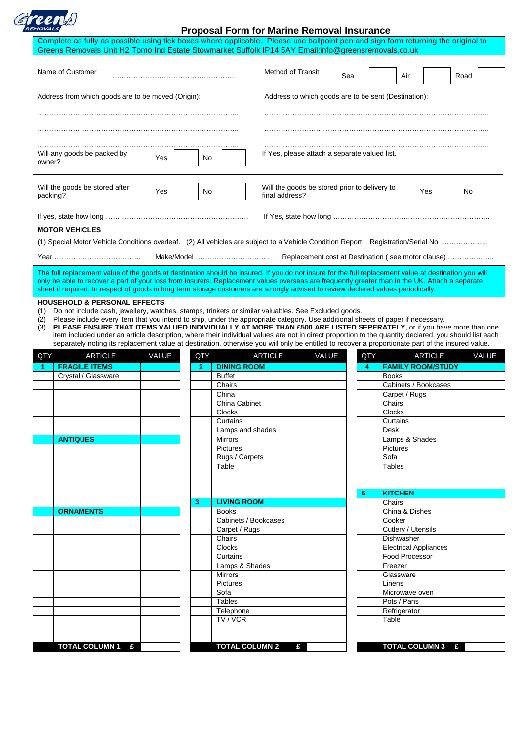# Proposal Form for Marine Removal Insurance

Complete as fully as possible using tick boxes where applicable. Please use ballpoint pen and sign form returning the original to Greens Removals Unit H2 Tomo Ind Estate Stowmarket Suffolk IP14 5AY Email:info@greensremovals.co.uk

Name of Customer ……………………………………………..

Method of Transit   Sea [ ]   Air [ ]   Road [ ]

Address from which goods are to be moved (Origin):

…………………………………………………………………………..

…………………………………………………………………………..

…………………………………………………………………………..

Address to which goods are to be sent (Destination):

……………………………………………………………………………………..

……………………………………………………………………………………..

……………………………………………………………………………………..

Will any goods be packed by owner?   Yes [ ]   No [ ]

If Yes, please attach a separate valued list.

Will the goods be stored after packing?   Yes [ ]   No [ ]

Will the goods be stored prior to delivery to final address?   Yes [ ]   No [ ]

If yes, state how long ……………………………………………………

If Yes, state how long …………………………………………………………

**MOTOR VEHICLES**

(1) Special Motor Vehicle Conditions overleaf. (2) All vehicles are subject to a Vehicle Condition Report. Registration/Serial No ………………..

Year ……………………………… Make/Model …………………………. Replacement cost at Destination ( see motor clause) ………………..

The full replacement value of the goods at destination should be insured. If you do not insure for the full replacement value at destination you will only be able to recover a part of your loss from insurers. Replacement values overseas are frequently greater than in the UK. Attach a separate sheet if required. In respect of goods in long term storage customers are strongly advised to review declared values periodically.

**HOUSEHOLD & PERSONAL EFFECTS**

(1) Do not include cash, jewellery, watches, stamps, trinkets or similar valuables. See Excluded goods.
(2) Please include every item that you intend to ship, under the appropriate category. Use additional sheets of paper if necessary.
(3) **PLEASE ENSURE THAT ITEMS VALUED INDIVIDUALLY AT MORE THAN £500 ARE LISTED SEPERATELY,** or if you have more than one item included under an article description, where their individual values are not in direct proportion to the quantity declared, you should list each separately noting its replacement value at destination, otherwise you will only be entitled to recover a proportionate part of the insured value.

| QTY | ARTICLE | VALUE |
|---|---|---|
| 1 | **FRAGILE ITEMS** | |
| | Crystal / Glassware | |
| | | |
| | | |
| | | |
| | | |
| | | |
| | | |
| | **ANTIQUES** | |
| | | |
| | | |
| | | |
| | | |
| | | |
| | | |
| | | |
| | **ORNAMENTS** | |
| | | |
| | | |
| | | |
| | | |
| | | |
| | | |
| | | |
| | | |
| | | |
| | | |
| | | |
| | | |
| | | |
| | **TOTAL COLUMN 1 £** | |

| QTY | ARTICLE | VALUE |
|---|---|---|
| 2 | **DINING ROOM** | |
| | Buffet | |
| | Chairs | |
| | China | |
| | China Cabinet | |
| | Clocks | |
| | Curtains | |
| | Lamps and shades | |
| | Mirrors | |
| | Pictures | |
| | Rugs / Carpets | |
| | Table | |
| | | |
| | | |
| | | |
| 3 | **LIVING ROOM** | |
| | Books | |
| | Cabinets / Bookcases | |
| | Carpet / Rugs | |
| | Chairs | |
| | Clocks | |
| | Curtains | |
| | Lamps & Shades | |
| | Mirrors | |
| | Pictures | |
| | Sofa | |
| | Tables | |
| | Telephone | |
| | TV / VCR | |
| | | |
| | | |
| | **TOTAL COLUMN 2 £** | |

| QTY | ARTICLE | VALUE |
|---|---|---|
| 4 | **FAMILY ROOM/STUDY** | |
| | Books | |
| | Cabinets / Bookcases | |
| | Carpet / Rugs | |
| | Chairs | |
| | Clocks | |
| | Curtains | |
| | Desk | |
| | Lamps & Shades | |
| | Pictures | |
| | Sofa | |
| | Tables | |
| | | |
| | | |
| 5 | **KITCHEN** | |
| | Chairs | |
| | China & Dishes | |
| | Cooker | |
| | Cutlery / Utensils | |
| | Dishwasher | |
| | Electrical Appliances | |
| | Food Processor | |
| | Freezer | |
| | Glassware | |
| | Linens | |
| | Microwave oven | |
| | Pots / Pans | |
| | Refrigerator | |
| | Table | |
| | | |
| | | |
| | **TOTAL COLUMN 3 £** | |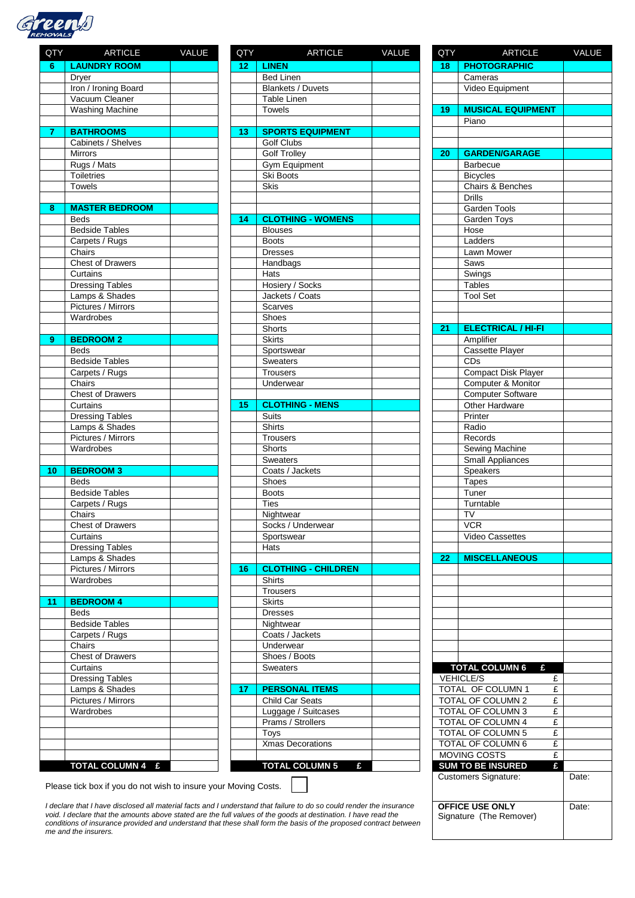Greens Removals

| QTY | ARTICLE | VALUE |
|---|---|---|
| 6 | **LAUNDRY ROOM** | |
| | Dryer | |
| | Iron / Ironing Board | |
| | Vacuum Cleaner | |
| | Washing Machine | |
| | | |
| 7 | **BATHROOMS** | |
| | Cabinets / Shelves | |
| | Mirrors | |
| | Rugs / Mats | |
| | Toiletries | |
| | Towels | |
| | | |
| 8 | **MASTER BEDROOM** | |
| | Beds | |
| | Bedside Tables | |
| | Carpets / Rugs | |
| | Chairs | |
| | Chest of Drawers | |
| | Curtains | |
| | Dressing Tables | |
| | Lamps & Shades | |
| | Pictures / Mirrors | |
| | Wardrobes | |
| | | |
| 9 | **BEDROOM 2** | |
| | Beds | |
| | Bedside Tables | |
| | Carpets / Rugs | |
| | Chairs | |
| | Chest of Drawers | |
| | Curtains | |
| | Dressing Tables | |
| | Lamps & Shades | |
| | Pictures / Mirrors | |
| | Wardrobes | |
| | | |
| 10 | **BEDROOM 3** | |
| | Beds | |
| | Bedside Tables | |
| | Carpets / Rugs | |
| | Chairs | |
| | Chest of Drawers | |
| | Curtains | |
| | Dressing Tables | |
| | Lamps & Shades | |
| | Pictures / Mirrors | |
| | Wardrobes | |
| | | |
| 11 | **BEDROOM 4** | |
| | Beds | |
| | Bedside Tables | |
| | Carpets / Rugs | |
| | Chairs | |
| | Chest of Drawers | |
| | Curtains | |
| | Dressing Tables | |
| | Lamps & Shades | |
| | Pictures / Mirrors | |
| | Wardrobes | |
| | | |
| | | |
| | | |
| | **TOTAL COLUMN 4 £** | |

| QTY | ARTICLE | VALUE |
|---|---|---|
| 12 | **LINEN** | |
| | Bed Linen | |
| | Blankets / Duvets | |
| | Table Linen | |
| | Towels | |
| | | |
| 13 | **SPORTS EQUIPMENT** | |
| | Golf Clubs | |
| | Golf Trolley | |
| | Gym Equipment | |
| | Ski Boots | |
| | Skis | |
| | | |
| | | |
| 14 | **CLOTHING - WOMENS** | |
| | Blouses | |
| | Boots | |
| | Dresses | |
| | Handbags | |
| | Hats | |
| | Hosiery / Socks | |
| | Jackets / Coats | |
| | Scarves | |
| | Shoes | |
| | Shorts | |
| | Skirts | |
| | Sportswear | |
| | Sweaters | |
| | Trousers | |
| | Underwear | |
| | | |
| 15 | **CLOTHING - MENS** | |
| | Suits | |
| | Shirts | |
| | Trousers | |
| | Shorts | |
| | Sweaters | |
| | Coats / Jackets | |
| | Shoes | |
| | Boots | |
| | Ties | |
| | Nightwear | |
| | Socks / Underwear | |
| | Sportswear | |
| | Hats | |
| | | |
| 16 | **CLOTHING - CHILDREN** | |
| | Shirts | |
| | Trousers | |
| | Skirts | |
| | Dresses | |
| | Nightwear | |
| | Coats / Jackets | |
| | Underwear | |
| | Shoes / Boots | |
| | Sweaters | |
| | | |
| 17 | **PERSONAL ITEMS** | |
| | Child Car Seats | |
| | Luggage / Suitcases | |
| | Prams / Strollers | |
| | Toys | |
| | Xmas Decorations | |
| | | |
| | **TOTAL COLUMN 5 £** | |

| QTY | ARTICLE | VALUE |
|---|---|---|
| 18 | **PHOTOGRAPHIC** | |
| | Cameras | |
| | Video Equipment | |
| | | |
| 19 | **MUSICAL EQUIPMENT** | |
| | Piano | |
| | | |
| | | |
| 20 | **GARDEN/GARAGE** | |
| | Barbecue | |
| | Bicycles | |
| | Chairs & Benches | |
| | Drills | |
| | Garden Tools | |
| | Garden Toys | |
| | Hose | |
| | Ladders | |
| | Lawn Mower | |
| | Saws | |
| | Swings | |
| | Tables | |
| | Tool Set | |
| | | |
| | | |
| 21 | **ELECTRICAL / HI-FI** | |
| | Amplifier | |
| | Cassette Player | |
| | CDs | |
| | Compact Disk Player | |
| | Computer & Monitor | |
| | Computer Software | |
| | Other Hardware | |
| | Printer | |
| | Radio | |
| | Records | |
| | Sewing Machine | |
| | Small Appliances | |
| | Speakers | |
| | Tapes | |
| | Tuner | |
| | Turntable | |
| | TV | |
| | VCR | |
| | Video Cassettes | |
| | | |
| 22 | **MISCELLANEOUS** | |
| | | |
| | | |
| | | |
| | | |
| | | |
| | | |
| | | |
| | | |
| | | |

| | |
|---|---|
| **TOTAL COLUMN 6 £** | |
| VEHICLE/S £ | |
| TOTAL OF COLUMN 1 £ | |
| TOTAL OF COLUMN 2 £ | |
| TOTAL OF COLUMN 3 £ | |
| TOTAL OF COLUMN 4 £ | |
| TOTAL OF COLUMN 5 £ | |
| TOTAL OF COLUMN 6 £ | |
| MOVING COSTS £ | |
| **SUM TO BE INSURED £** | |

| | |
|---|---|
| Customers Signature: | Date: |
| **OFFICE USE ONLY** Signature (The Remover) | Date: |

Please tick box if you do not wish to insure your Moving Costs. ☐

*I declare that I have disclosed all material facts and I understand that failure to do so could render the insurance void. I declare that the amounts above stated are the full values of the goods at destination. I have read the conditions of insurance provided and understand that these shall form the basis of the proposed contract between me and the insurers.*